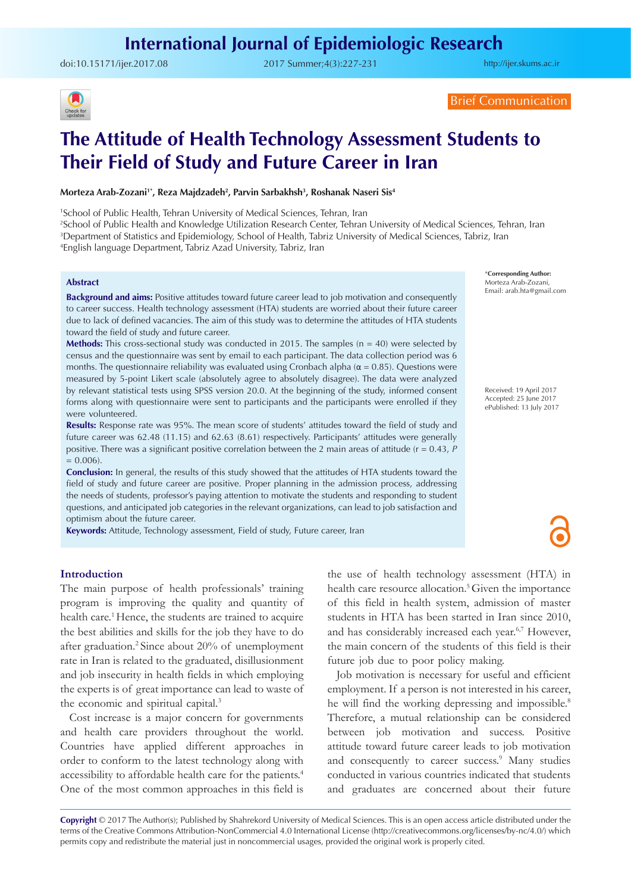Brief Communication

# The Attitude of Health Technology Assessment Students to Their Field of Study and Future Career in Iran

**Morteza Arab-Zozani[1*], Reza Majdzadeh[2], Parvin Sarbakhsh[3], Roshanak Naseri Sis[4]**

[1]School of Public Health, Tehran University of Medical Sciences, Tehran, Iran
[2]School of Public Health and Knowledge Utilization Research Center, Tehran University of Medical Sciences, Tehran, Iran
[3]Department of Statistics and Epidemiology, School of Health, Tabriz University of Medical Sciences, Tabriz, Iran
[4]English language Department, Tabriz Azad University, Tabriz, Iran

*Corresponding Author: Morteza Arab-Zozani, Email: arab.hta@gmail.com

Received: 19 April 2017
Accepted: 25 June 2017
ePublished: 13 July 2017

## Abstract

**Background and aims:** Positive attitudes toward future career lead to job motivation and consequently to career success. Health technology assessment (HTA) students are worried about their future career due to lack of defined vacancies. The aim of this study was to determine the attitudes of HTA students toward the field of study and future career.

**Methods:** This cross-sectional study was conducted in 2015. The samples (n = 40) were selected by census and the questionnaire was sent by email to each participant. The data collection period was 6 months. The questionnaire reliability was evaluated using Cronbach alpha (α = 0.85). Questions were measured by 5-point Likert scale (absolutely agree to absolutely disagree). The data were analyzed by relevant statistical tests using SPSS version 20.0. At the beginning of the study, informed consent forms along with questionnaire were sent to participants and the participants were enrolled if they were volunteered.

**Results:** Response rate was 95%. The mean score of students' attitudes toward the field of study and future career was 62.48 (11.15) and 62.63 (8.61) respectively. Participants' attitudes were generally positive. There was a significant positive correlation between the 2 main areas of attitude (r = 0.43, *P* = 0.006).

**Conclusion:** In general, the results of this study showed that the attitudes of HTA students toward the field of study and future career are positive. Proper planning in the admission process, addressing the needs of students, professor's paying attention to motivate the students and responding to student questions, and anticipated job categories in the relevant organizations, can lead to job satisfaction and optimism about the future career.

**Keywords:** Attitude, Technology assessment, Field of study, Future career, Iran

## Introduction

The main purpose of health professionals' training program is improving the quality and quantity of health care.[1] Hence, the students are trained to acquire the best abilities and skills for the job they have to do after graduation.[2] Since about 20% of unemployment rate in Iran is related to the graduated, disillusionment and job insecurity in health fields in which employing the experts is of great importance can lead to waste of the economic and spiritual capital.[3]

Cost increase is a major concern for governments and health care providers throughout the world. Countries have applied different approaches in order to conform to the latest technology along with accessibility to affordable health care for the patients.[4] One of the most common approaches in this field is the use of health technology assessment (HTA) in health care resource allocation.[5] Given the importance of this field in health system, admission of master students in HTA has been started in Iran since 2010, and has considerably increased each year.[6,7] However, the main concern of the students of this field is their future job due to poor policy making.

Job motivation is necessary for useful and efficient employment. If a person is not interested in his career, he will find the working depressing and impossible.[8] Therefore, a mutual relationship can be considered between job motivation and success. Positive attitude toward future career leads to job motivation and consequently to career success.[9] Many studies conducted in various countries indicated that students and graduates are concerned about their future

**Copyright** © 2017 The Author(s); Published by Shahrekord University of Medical Sciences. This is an open access article distributed under the terms of the Creative Commons Attribution-NonCommercial 4.0 International License (http://creativecommons.org/licenses/by-nc/4.0/) which permits copy and redistribute the material just in noncommercial usages, provided the original work is properly cited.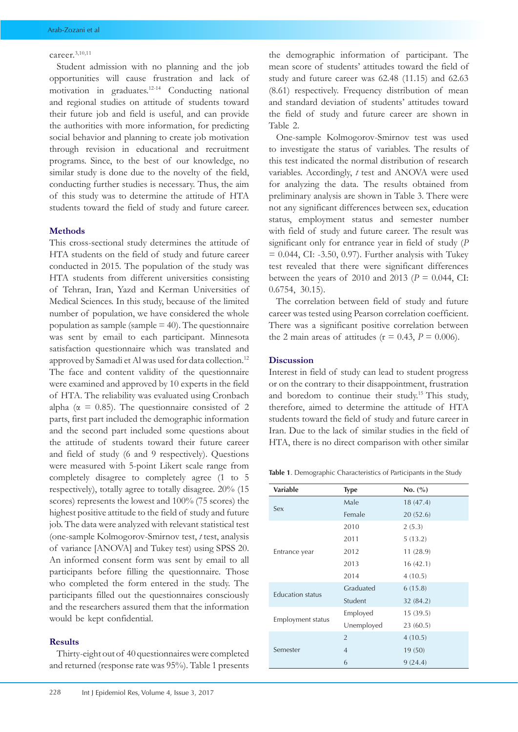career.[3,10,11]

Student admission with no planning and the job opportunities will cause frustration and lack of motivation in graduates.[12-14] Conducting national and regional studies on attitude of students toward their future job and field is useful, and can provide the authorities with more information, for predicting social behavior and planning to create job motivation through revision in educational and recruitment programs. Since, to the best of our knowledge, no similar study is done due to the novelty of the field, conducting further studies is necessary. Thus, the aim of this study was to determine the attitude of HTA students toward the field of study and future career.

## Methods

This cross-sectional study determines the attitude of HTA students on the field of study and future career conducted in 2015. The population of the study was HTA students from different universities consisting of Tehran, Iran, Yazd and Kerman Universities of Medical Sciences. In this study, because of the limited number of population, we have considered the whole population as sample (sample = 40). The questionnaire was sent by email to each participant. Minnesota satisfaction questionnaire which was translated and approved by Samadi et Al was used for data collection.[12] The face and content validity of the questionnaire were examined and approved by 10 experts in the field of HTA. The reliability was evaluated using Cronbach alpha ($\alpha$ = 0.85). The questionnaire consisted of 2 parts, first part included the demographic information and the second part included some questions about the attitude of students toward their future career and field of study (6 and 9 respectively). Questions were measured with 5-point Likert scale range from completely disagree to completely agree (1 to 5 respectively), totally agree to totally disagree. 20% (15 scores) represents the lowest and 100% (75 scores) the highest positive attitude to the field of study and future job. The data were analyzed with relevant statistical test (one-sample Kolmogorov-Smirnov test, *t* test, analysis of variance [ANOVA] and Tukey test) using SPSS 20. An informed consent form was sent by email to all participants before filling the questionnaire. Those who completed the form entered in the study. The participants filled out the questionnaires consciously and the researchers assured them that the information would be kept confidential.

## Results

Thirty-eight out of 40 questionnaires were completed and returned (response rate was 95%). Table 1 presents the demographic information of participant. The mean score of students' attitudes toward the field of study and future career was 62.48 (11.15) and 62.63 (8.61) respectively. Frequency distribution of mean and standard deviation of students' attitudes toward the field of study and future career are shown in Table 2.

One-sample Kolmogorov-Smirnov test was used to investigate the status of variables. The results of this test indicated the normal distribution of research variables. Accordingly, *t* test and ANOVA were used for analyzing the data. The results obtained from preliminary analysis are shown in Table 3. There were not any significant differences between sex, education status, employment status and semester number with field of study and future career. The result was significant only for entrance year in field of study ($P$ = 0.044, CI: -3.50, 0.97). Further analysis with Tukey test revealed that there were significant differences between the years of 2010 and 2013 ($P$ = 0.044, CI: 0.6754, 30.15).

The correlation between field of study and future career was tested using Pearson correlation coefficient. There was a significant positive correlation between the 2 main areas of attitudes (r = 0.43, $P$ = 0.006).

## Discussion

Interest in field of study can lead to student progress or on the contrary to their disappointment, frustration and boredom to continue their study.[15] This study, therefore, aimed to determine the attitude of HTA students toward the field of study and future career in Iran. Due to the lack of similar studies in the field of HTA, there is no direct comparison with other similar

**Table 1**. Demographic Characteristics of Participants in the Study

| Variable | Type | No. (%) |
|---|---|---|
| Sex | Male | 18 (47.4) |
| | Female | 20 (52.6) |
| Entrance year | 2010 | 2 (5.3) |
| | 2011 | 5 (13.2) |
| | 2012 | 11 (28.9) |
| | 2013 | 16 (42.1) |
| | 2014 | 4 (10.5) |
| Education status | Graduated | 6 (15.8) |
| | Student | 32 (84.2) |
| Employment status | Employed | 15 (39.5) |
| | Unemployed | 23 (60.5) |
| Semester | 2 | 4 (10.5) |
| | 4 | 19 (50) |
| | 6 | 9 (24.4) |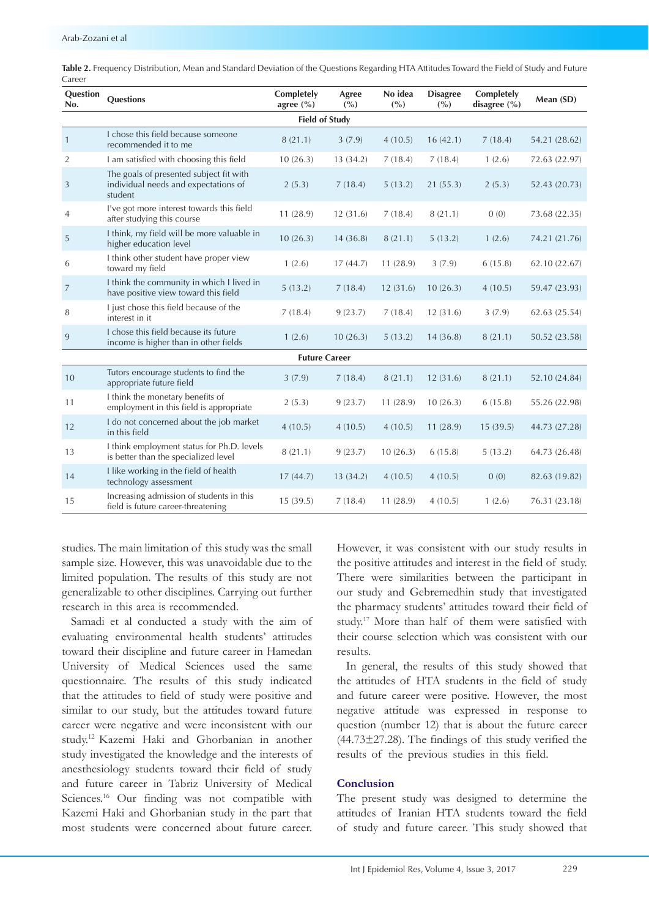**Table 2.** Frequency Distribution, Mean and Standard Deviation of the Questions Regarding HTA Attitudes Toward the Field of Study and Future Career

| Question No. | Questions | Completely agree (%) | Agree (%) | No idea (%) | Disagree (%) | Completely disagree (%) | Mean (SD) |
|---|---|---|---|---|---|---|---|
| | **Field of Study** | | | | | | |
| 1 | I chose this field because someone recommended it to me | 8 (21.1) | 3 (7.9) | 4 (10.5) | 16 (42.1) | 7 (18.4) | 54.21 (28.62) |
| 2 | I am satisfied with choosing this field | 10 (26.3) | 13 (34.2) | 7 (18.4) | 7 (18.4) | 1 (2.6) | 72.63 (22.97) |
| 3 | The goals of presented subject fit with individual needs and expectations of student | 2 (5.3) | 7 (18.4) | 5 (13.2) | 21 (55.3) | 2 (5.3) | 52.43 (20.73) |
| 4 | I've got more interest towards this field after studying this course | 11 (28.9) | 12 (31.6) | 7 (18.4) | 8 (21.1) | 0 (0) | 73.68 (22.35) |
| 5 | I think, my field will be more valuable in higher education level | 10 (26.3) | 14 (36.8) | 8 (21.1) | 5 (13.2) | 1 (2.6) | 74.21 (21.76) |
| 6 | I think other student have proper view toward my field | 1 (2.6) | 17 (44.7) | 11 (28.9) | 3 (7.9) | 6 (15.8) | 62.10 (22.67) |
| 7 | I think the community in which I lived in have positive view toward this field | 5 (13.2) | 7 (18.4) | 12 (31.6) | 10 (26.3) | 4 (10.5) | 59.47 (23.93) |
| 8 | I just chose this field because of the interest in it | 7 (18.4) | 9 (23.7) | 7 (18.4) | 12 (31.6) | 3 (7.9) | 62.63 (25.54) |
| 9 | I chose this field because its future income is higher than in other fields | 1 (2.6) | 10 (26.3) | 5 (13.2) | 14 (36.8) | 8 (21.1) | 50.52 (23.58) |
| | **Future Career** | | | | | | |
| 10 | Tutors encourage students to find the appropriate future field | 3 (7.9) | 7 (18.4) | 8 (21.1) | 12 (31.6) | 8 (21.1) | 52.10 (24.84) |
| 11 | I think the monetary benefits of employment in this field is appropriate | 2 (5.3) | 9 (23.7) | 11 (28.9) | 10 (26.3) | 6 (15.8) | 55.26 (22.98) |
| 12 | I do not concerned about the job market in this field | 4 (10.5) | 4 (10.5) | 4 (10.5) | 11 (28.9) | 15 (39.5) | 44.73 (27.28) |
| 13 | I think employment status for Ph.D. levels is better than the specialized level | 8 (21.1) | 9 (23.7) | 10 (26.3) | 6 (15.8) | 5 (13.2) | 64.73 (26.48) |
| 14 | I like working in the field of health technology assessment | 17 (44.7) | 13 (34.2) | 4 (10.5) | 4 (10.5) | 0 (0) | 82.63 (19.82) |
| 15 | Increasing admission of students in this field is future career-threatening | 15 (39.5) | 7 (18.4) | 11 (28.9) | 4 (10.5) | 1 (2.6) | 76.31 (23.18) |

studies. The main limitation of this study was the small sample size. However, this was unavoidable due to the limited population. The results of this study are not generalizable to other disciplines. Carrying out further research in this area is recommended.

Samadi et al conducted a study with the aim of evaluating environmental health students' attitudes toward their discipline and future career in Hamedan University of Medical Sciences used the same questionnaire. The results of this study indicated that the attitudes to field of study were positive and similar to our study, but the attitudes toward future career were negative and were inconsistent with our study.[12] Kazemi Haki and Ghorbanian in another study investigated the knowledge and the interests of anesthesiology students toward their field of study and future career in Tabriz University of Medical Sciences.[16] Our finding was not compatible with Kazemi Haki and Ghorbanian study in the part that most students were concerned about future career. However, it was consistent with our study results in the positive attitudes and interest in the field of study. There were similarities between the participant in our study and Gebremedhin study that investigated the pharmacy students' attitudes toward their field of study.[17] More than half of them were satisfied with their course selection which was consistent with our results.

In general, the results of this study showed that the attitudes of HTA students in the field of study and future career were positive. However, the most negative attitude was expressed in response to question (number 12) that is about the future career ($44.73 \pm 27.28$). The findings of this study verified the results of the previous studies in this field.

## Conclusion

The present study was designed to determine the attitudes of Iranian HTA students toward the field of study and future career. This study showed that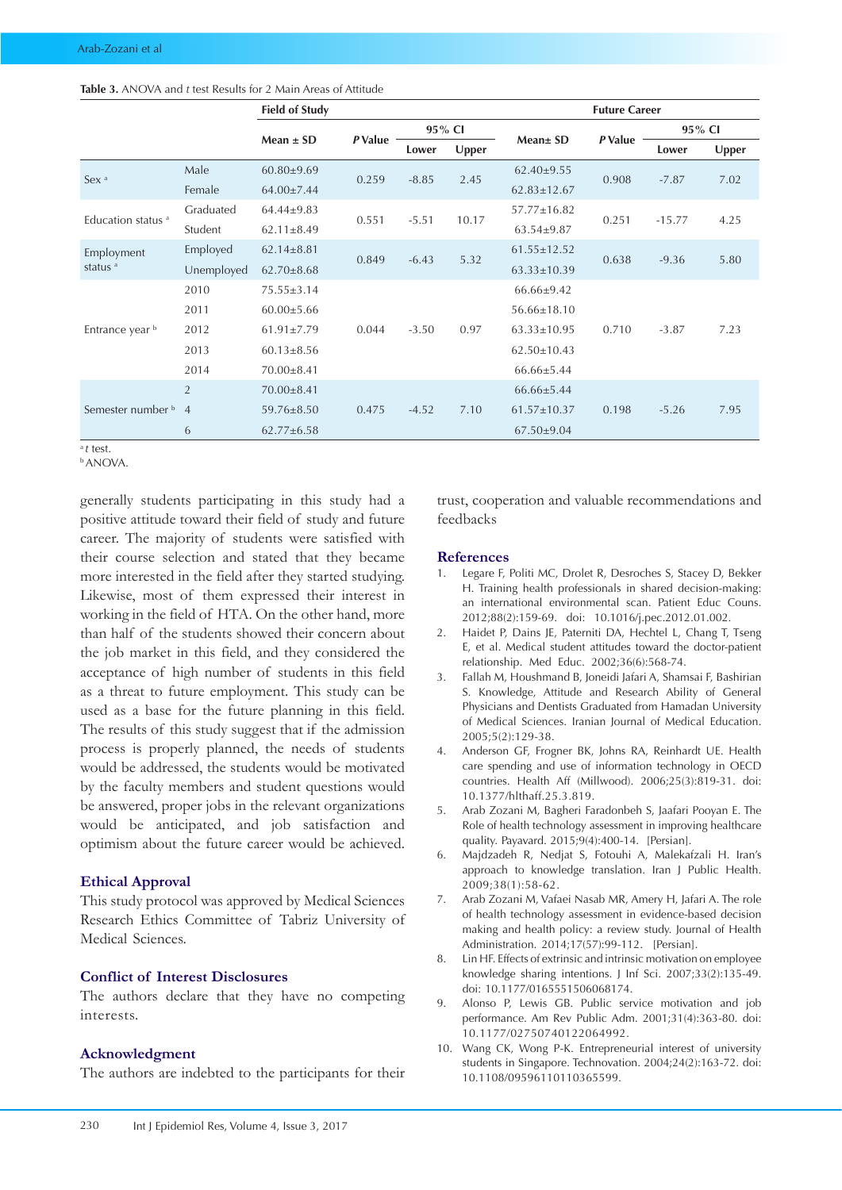**Table 3.** ANOVA and *t* test Results for 2 Main Areas of Attitude

| | | Field of Study | | | | Future Career | | | |
|---|---|---|---|---|---|---|---|---|---|
| | | Mean ± SD | *P* Value | 95% CI | | Mean± SD | *P* Value | 95% CI | |
| | | | | Lower | Upper | | | Lower | Upper |
| Sex [a] | Male | 60.80±9.69 | 0.259 | -8.85 | 2.45 | 62.40±9.55 | 0.908 | -7.87 | 7.02 |
| | Female | 64.00±7.44 | | | | 62.83±12.67 | | | |
| Education status [a] | Graduated | 64.44±9.83 | 0.551 | -5.51 | 10.17 | 57.77±16.82 | 0.251 | -15.77 | 4.25 |
| | Student | 62.11±8.49 | | | | 63.54±9.87 | | | |
| Employment status [a] | Employed | 62.14±8.81 | 0.849 | -6.43 | 5.32 | 61.55±12.52 | 0.638 | -9.36 | 5.80 |
| | Unemployed | 62.70±8.68 | | | | 63.33±10.39 | | | |
| Entrance year [b] | 2010 | 75.55±3.14 | 0.044 | -3.50 | 0.97 | 66.66±9.42 | 0.710 | -3.87 | 7.23 |
| | 2011 | 60.00±5.66 | | | | 56.66±18.10 | | | |
| | 2012 | 61.91±7.79 | | | | 63.33±10.95 | | | |
| | 2013 | 60.13±8.56 | | | | 62.50±10.43 | | | |
| | 2014 | 70.00±8.41 | | | | 66.66±5.44 | | | |
| Semester number [b] | 2 | 70.00±8.41 | 0.475 | -4.52 | 7.10 | 66.66±5.44 | 0.198 | -5.26 | 7.95 |
| | 4 | 59.76±8.50 | | | | 61.57±10.37 | | | |
| | 6 | 62.77±6.58 | | | | 67.50±9.04 | | | |

[a] *t* test.
[b] ANOVA.

generally students participating in this study had a positive attitude toward their field of study and future career. The majority of students were satisfied with their course selection and stated that they became more interested in the field after they started studying. Likewise, most of them expressed their interest in working in the field of HTA. On the other hand, more than half of the students showed their concern about the job market in this field, and they considered the acceptance of high number of students in this field as a threat to future employment. This study can be used as a base for the future planning in this field. The results of this study suggest that if the admission process is properly planned, the needs of students would be addressed, the students would be motivated by the faculty members and student questions would be answered, proper jobs in the relevant organizations would be anticipated, and job satisfaction and optimism about the future career would be achieved.

## Ethical Approval

This study protocol was approved by Medical Sciences Research Ethics Committee of Tabriz University of Medical Sciences.

## Conflict of Interest Disclosures

The authors declare that they have no competing interests.

## Acknowledgment

The authors are indebted to the participants for their trust, cooperation and valuable recommendations and feedbacks

## References

1. Legare F, Politi MC, Drolet R, Desroches S, Stacey D, Bekker H. Training health professionals in shared decision-making: an international environmental scan. Patient Educ Couns. 2012;88(2):159-69. doi: 10.1016/j.pec.2012.01.002.
2. Haidet P, Dains JE, Paterniti DA, Hechtel L, Chang T, Tseng E, et al. Medical student attitudes toward the doctor-patient relationship. Med Educ. 2002;36(6):568-74.
3. Fallah M, Houshmand B, Joneidi Jafari A, Shamsai F, Bashirian S. Knowledge, Attitude and Research Ability of General Physicians and Dentists Graduated from Hamadan University of Medical Sciences. Iranian Journal of Medical Education. 2005;5(2):129-38.
4. Anderson GF, Frogner BK, Johns RA, Reinhardt UE. Health care spending and use of information technology in OECD countries. Health Aff (Millwood). 2006;25(3):819-31. doi: 10.1377/hlthaff.25.3.819.
5. Arab Zozani M, Bagheri Faradonbeh S, Jaafari Pooyan E. The Role of health technology assessment in improving healthcare quality. Payavard. 2015;9(4):400-14. [Persian].
6. Majdzadeh R, Nedjat S, Fotouhi A, Malekafzali H. Iran's approach to knowledge translation. Iran J Public Health. 2009;38(1):58-62.
7. Arab Zozani M, Vafaei Nasab MR, Amery H, Jafari A. The role of health technology assessment in evidence-based decision making and health policy: a review study. Journal of Health Administration. 2014;17(57):99-112. [Persian].
8. Lin HF. Effects of extrinsic and intrinsic motivation on employee knowledge sharing intentions. J Inf Sci. 2007;33(2):135-49. doi: 10.1177/0165551506068174.
9. Alonso P, Lewis GB. Public service motivation and job performance. Am Rev Public Adm. 2001;31(4):363-80. doi: 10.1177/02750740122064992.
10. Wang CK, Wong P-K. Entrepreneurial interest of university students in Singapore. Technovation. 2004;24(2):163-72. doi: 10.1108/09596110110365599.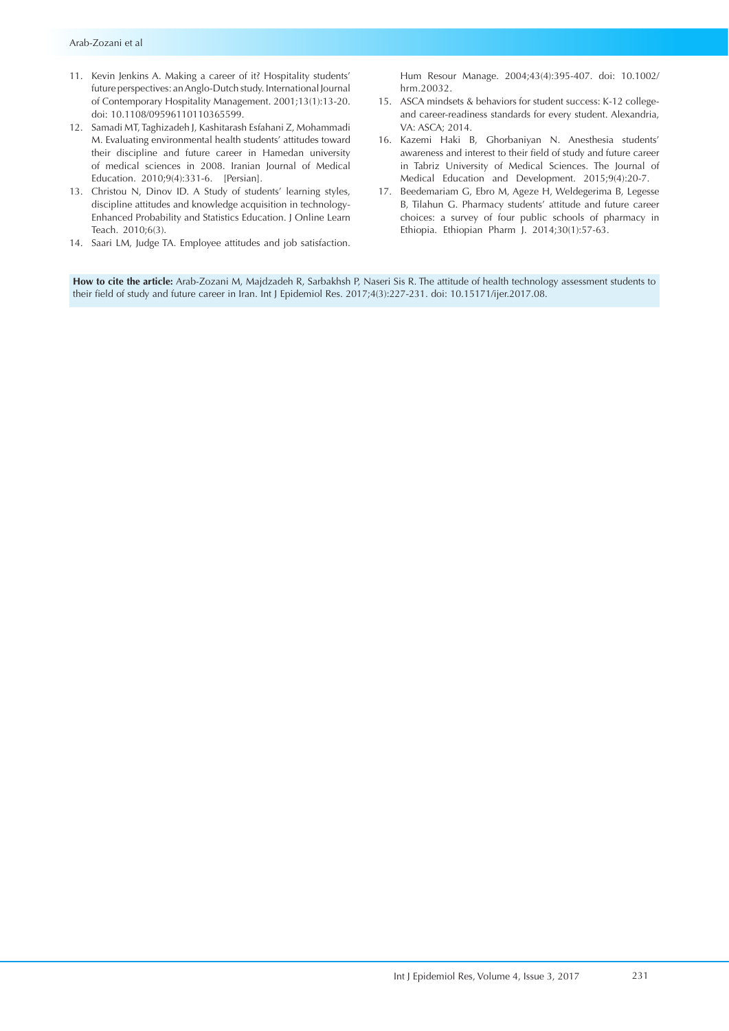11. Kevin Jenkins A. Making a career of it? Hospitality students' future perspectives: an Anglo-Dutch study. International Journal of Contemporary Hospitality Management. 2001;13(1):13-20. doi: 10.1108/09596110110365599.
12. Samadi MT, Taghizadeh J, Kashitarash Esfahani Z, Mohammadi M. Evaluating environmental health students' attitudes toward their discipline and future career in Hamedan university of medical sciences in 2008. Iranian Journal of Medical Education. 2010;9(4):331-6. [Persian].
13. Christou N, Dinov ID. A Study of students' learning styles, discipline attitudes and knowledge acquisition in technology-Enhanced Probability and Statistics Education. J Online Learn Teach. 2010;6(3).
14. Saari LM, Judge TA. Employee attitudes and job satisfaction. Hum Resour Manage. 2004;43(4):395-407. doi: 10.1002/hrm.20032.
15. ASCA mindsets & behaviors for student success: K-12 college- and career-readiness standards for every student. Alexandria, VA: ASCA; 2014.
16. Kazemi Haki B, Ghorbaniyan N. Anesthesia students' awareness and interest to their field of study and future career in Tabriz University of Medical Sciences. The Journal of Medical Education and Development. 2015;9(4):20-7.
17. Beedemariam G, Ebro M, Ageze H, Weldegerima B, Legesse B, Tilahun G. Pharmacy students' attitude and future career choices: a survey of four public schools of pharmacy in Ethiopia. Ethiopian Pharm J. 2014;30(1):57-63.

**How to cite the article:** Arab-Zozani M, Majdzadeh R, Sarbakhsh P, Naseri Sis R. The attitude of health technology assessment students to their field of study and future career in Iran. Int J Epidemiol Res. 2017;4(3):227-231. doi: 10.15171/ijer.2017.08.